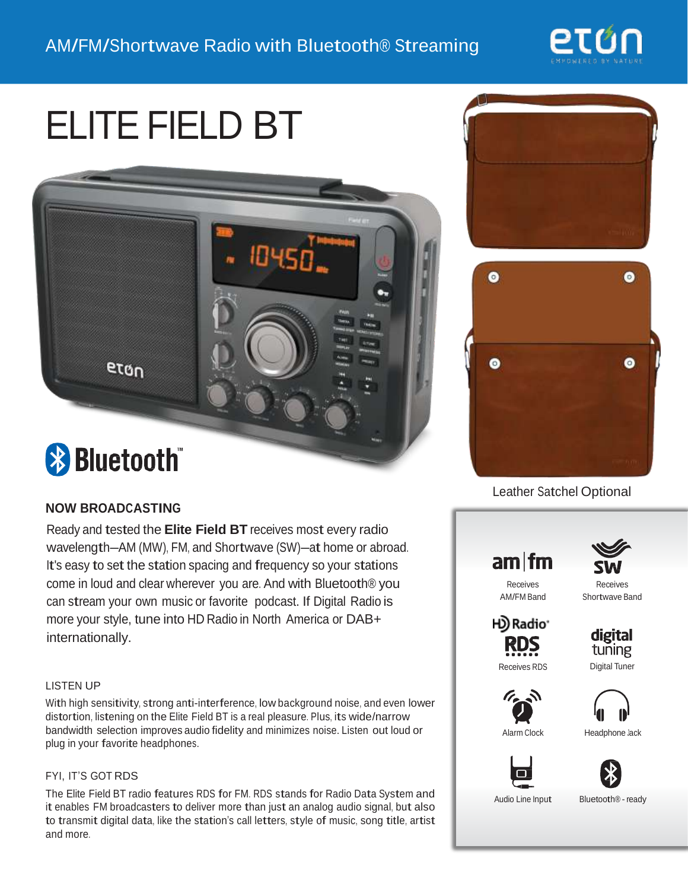AM/FM/Shortwave Radio with Bluetooth® Streaming

# ELITE FIELD BT

Leather Satchel Optional

## NOW BROADCASTING

Ready and tested the **Elite Field BT** receives most every radio wavelength—AM (MW), FM, and Shortwave (SW)—at home or abroad. It's easy to set the station spacing and frequency so your stations come in loud and clear wherever you are. And with Bluetooth® you can stream your own music or favorite podcast. If Digital Radio is more your style, tune into HD Radio in North America or DAB+ internationally.

### LISTEN UP

With high sensitivity, strong anti-interference, low background noise, and even lower distortion, listening on the Elite Field BT is a real pleasure. Plus, its wide/narrow bandwidth selection improves audio fidelity and minimizes noise. Listen out loud or plug in your favorite headphones.

### FYI, IT'S GOT RDS

The Elite Field BT radio features RDS for FM. RDS stands for Radio Data System and it enables FM broadcasters to deliver more than just an analog audio signal, but also to transmit digital data, like the station's call letters, style of music, song title, artist and more.

- Receives AM/FM Band
- Receives Shortwave Band
- Receives RDS
- Digital Tuner
- Alarm Clock
- Headphone Jack
- Audio Line Input
- Bluetooth® - ready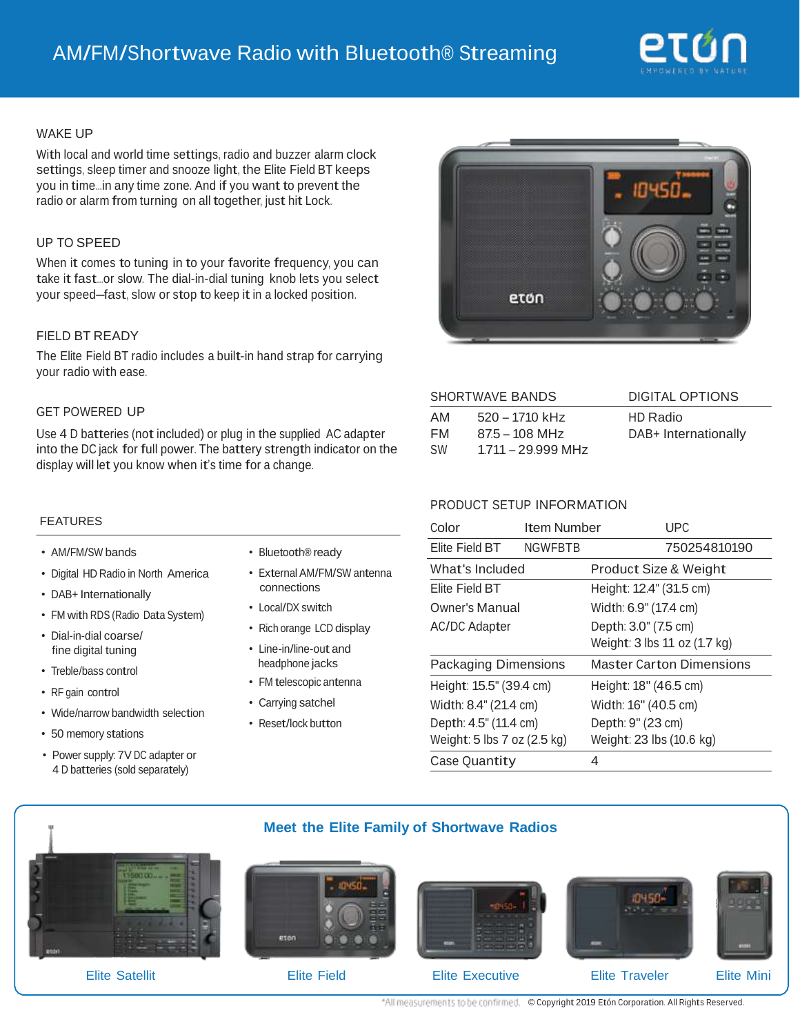# AM/FM/Shortwave Radio with Bluetooth® Streaming

eton
EMPOWERED BY NATURE

## WAKE UP

With local and world time settings, radio and buzzer alarm clock settings, sleep timer and snooze light, the Elite Field BT keeps you in time...in any time zone. And if you want to prevent the radio or alarm from turning on all together, just hit Lock.

## UP TO SPEED

When it comes to tuning in to your favorite frequency, you can take it fast...or slow. The dial-in-dial tuning knob lets you select your speed—fast, slow or stop to keep it in a locked position.

## FIELD BT READY

The Elite Field BT radio includes a built-in hand strap for carrying your radio with ease.

## GET POWERED UP

Use 4 D batteries (not included) or plug in the supplied AC adapter into the DC jack for full power. The battery strength indicator on the display will let you know when it's time for a change.

## SHORTWAVE BANDS

| | |
|---|---|
| AM | 520 – 1710 kHz |
| FM | 87.5 – 108 MHz |
| SW | 1.711 – 29.999 MHz |

## DIGITAL OPTIONS

HD Radio
DAB+ Internationally

## FEATURES

- AM/FM/SW bands
- Digital HD Radio in North America
- DAB+ Internationally
- FM with RDS (Radio Data System)
- Dial-in-dial coarse/ fine digital tuning
- Treble/bass control
- RF gain control
- Wide/narrow bandwidth selection
- 50 memory stations
- Power supply: 7V DC adapter or 4 D batteries (sold separately)
- Bluetooth® ready
- External AM/FM/SW antenna connections
- Local/DX switch
- Rich orange LCD display
- Line-in/line-out and headphone jacks
- FM telescopic antenna
- Carrying satchel
- Reset/lock button

## PRODUCT SETUP INFORMATION

| Color | Item Number | UPC |
|---|---|---|
| Elite Field BT | NGWFBTB | 750254810190 |

| What's Included | Product Size & Weight |
|---|---|
| Elite Field BT | Height: 12.4" (31.5 cm) |
| Owner's Manual | Width: 6.9" (17.4 cm) |
| AC/DC Adapter | Depth: 3.0" (7.5 cm) |
| | Weight: 3 lbs 11 oz (1.7 kg) |

| Packaging Dimensions | Master Carton Dimensions |
|---|---|
| Height: 15.5" (39.4 cm) | Height: 18" (46.5 cm) |
| Width: 8.4" (21.4 cm) | Width: 16" (40.5 cm) |
| Depth: 4.5" (11.4 cm) | Depth: 9" (23 cm) |
| Weight: 5 lbs 7 oz (2.5 kg) | Weight: 23 lbs (10.6 kg) |
| Case Quantity | 4 |

## Meet the Elite Family of Shortwave Radios

Elite Satellit | Elite Field | Elite Executive | Elite Traveler | Elite Mini

*All measurements to be confirmed. © Copyright 2019 Etón Corporation. All Rights Reserved.